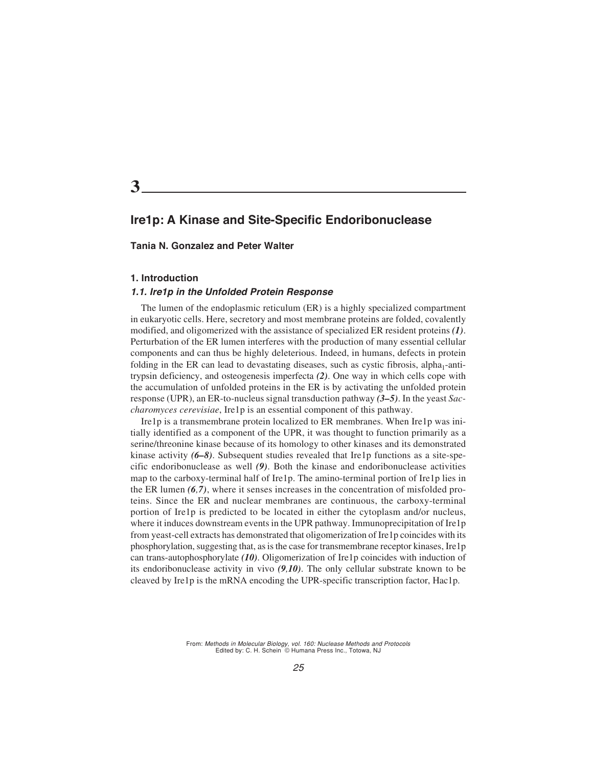# 3

## Ire1p: A Kinase and Site-Specific Endoribonuclease

**Tania N. Gonzalez and Peter Walter**

### 1. Introduction

#### *1.1. Ire1p in the Unfolded Protein Response*

The lumen of the endoplasmic reticulum (ER) is a highly specialized compartment in eukaryotic cells. Here, secretory and most membrane proteins are folded, covalently modified, and oligomerized with the assistance of specialized ER resident proteins ***(1)***. Perturbation of the ER lumen interferes with the production of many essential cellular components and can thus be highly deleterious. Indeed, in humans, defects in protein folding in the ER can lead to devastating diseases, such as cystic fibrosis, alpha$_1$-antitrypsin deficiency, and osteogenesis imperfecta ***(2)***. One way in which cells cope with the accumulation of unfolded proteins in the ER is by activating the unfolded protein response (UPR), an ER-to-nucleus signal transduction pathway ***(3–5)***. In the yeast *Saccharomyces cerevisiae*, Ire1p is an essential component of this pathway.

Ire1p is a transmembrane protein localized to ER membranes. When Ire1p was initially identified as a component of the UPR, it was thought to function primarily as a serine/threonine kinase because of its homology to other kinases and its demonstrated kinase activity ***(6–8)***. Subsequent studies revealed that Ire1p functions as a site-specific endoribonuclease as well ***(9)***. Both the kinase and endoribonuclease activities map to the carboxy-terminal half of Ire1p. The amino-terminal portion of Ire1p lies in the ER lumen ***(6,7)***, where it senses increases in the concentration of misfolded proteins. Since the ER and nuclear membranes are continuous, the carboxy-terminal portion of Ire1p is predicted to be located in either the cytoplasm and/or nucleus, where it induces downstream events in the UPR pathway. Immunoprecipitation of Ire1p from yeast-cell extracts has demonstrated that oligomerization of Ire1p coincides with its phosphorylation, suggesting that, as is the case for transmembrane receptor kinases, Ire1p can trans-autophosphorylate ***(10)***. Oligomerization of Ire1p coincides with induction of its endoribonuclease activity in vivo ***(9,10)***. The only cellular substrate known to be cleaved by Ire1p is the mRNA encoding the UPR-specific transcription factor, Hac1p.

From: *Methods in Molecular Biology, vol. 160: Nuclease Methods and Protocols*
Edited by: C. H. Schein © Humana Press Inc., Totowa, NJ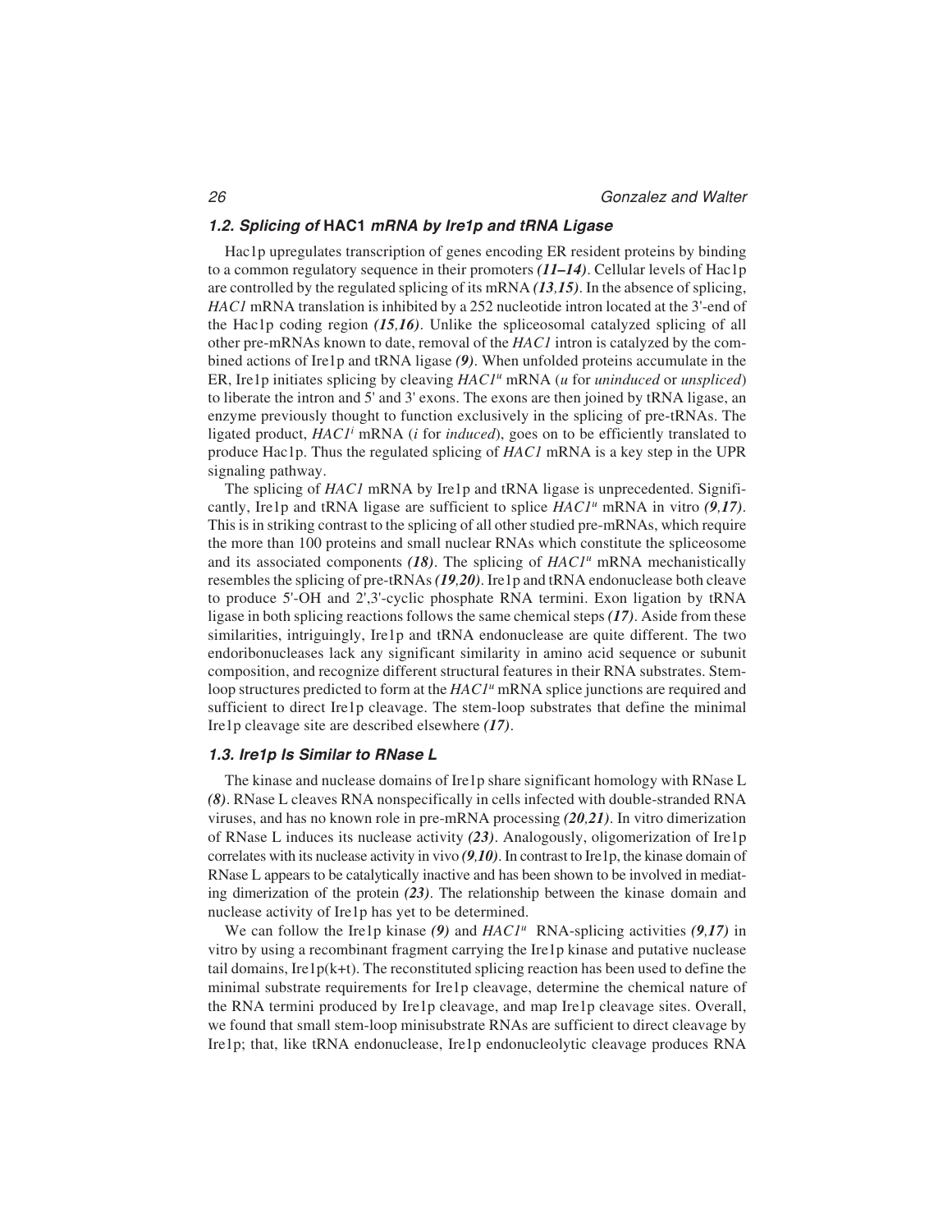### *1.2. Splicing of* **HAC1** *mRNA by Ire1p and tRNA Ligase*

Hac1p upregulates transcription of genes encoding ER resident proteins by binding to a common regulatory sequence in their promoters ***(11–14)***. Cellular levels of Hac1p are controlled by the regulated splicing of its mRNA ***(13,15)***. In the absence of splicing, *HAC1* mRNA translation is inhibited by a 252 nucleotide intron located at the 3'-end of the Hac1p coding region ***(15,16)***. Unlike the spliceosomal catalyzed splicing of all other pre-mRNAs known to date, removal of the *HAC1* intron is catalyzed by the combined actions of Ire1p and tRNA ligase ***(9)***. When unfolded proteins accumulate in the ER, Ire1p initiates splicing by cleaving *HAC1*$^u$ mRNA (*u* for *uninduced* or *unspliced*) to liberate the intron and 5' and 3' exons. The exons are then joined by tRNA ligase, an enzyme previously thought to function exclusively in the splicing of pre-tRNAs. The ligated product, *HAC1*$^i$ mRNA (*i* for *induced*), goes on to be efficiently translated to produce Hac1p. Thus the regulated splicing of *HAC1* mRNA is a key step in the UPR signaling pathway.

The splicing of *HAC1* mRNA by Ire1p and tRNA ligase is unprecedented. Significantly, Ire1p and tRNA ligase are sufficient to splice *HAC1*$^u$ mRNA in vitro ***(9,17)***. This is in striking contrast to the splicing of all other studied pre-mRNAs, which require the more than 100 proteins and small nuclear RNAs which constitute the spliceosome and its associated components ***(18)***. The splicing of *HAC1*$^u$ mRNA mechanistically resembles the splicing of pre-tRNAs ***(19,20)***. Ire1p and tRNA endonuclease both cleave to produce 5'-OH and 2',3'-cyclic phosphate RNA termini. Exon ligation by tRNA ligase in both splicing reactions follows the same chemical steps ***(17)***. Aside from these similarities, intriguingly, Ire1p and tRNA endonuclease are quite different. The two endoribonucleases lack any significant similarity in amino acid sequence or subunit composition, and recognize different structural features in their RNA substrates. Stem-loop structures predicted to form at the *HAC1*$^u$ mRNA splice junctions are required and sufficient to direct Ire1p cleavage. The stem-loop substrates that define the minimal Ire1p cleavage site are described elsewhere ***(17)***.

### *1.3. Ire1p Is Similar to RNase L*

The kinase and nuclease domains of Ire1p share significant homology with RNase L ***(8)***. RNase L cleaves RNA nonspecifically in cells infected with double-stranded RNA viruses, and has no known role in pre-mRNA processing ***(20,21)***. In vitro dimerization of RNase L induces its nuclease activity ***(23)***. Analogously, oligomerization of Ire1p correlates with its nuclease activity in vivo ***(9,10)***. In contrast to Ire1p, the kinase domain of RNase L appears to be catalytically inactive and has been shown to be involved in mediating dimerization of the protein ***(23)***. The relationship between the kinase domain and nuclease activity of Ire1p has yet to be determined.

We can follow the Ire1p kinase ***(9)*** and *HAC1*$^u$ RNA-splicing activities ***(9,17)*** in vitro by using a recombinant fragment carrying the Ire1p kinase and putative nuclease tail domains, Ire1p(k+t). The reconstituted splicing reaction has been used to define the minimal substrate requirements for Ire1p cleavage, determine the chemical nature of the RNA termini produced by Ire1p cleavage, and map Ire1p cleavage sites. Overall, we found that small stem-loop minisubstrate RNAs are sufficient to direct cleavage by Ire1p; that, like tRNA endonuclease, Ire1p endonucleolytic cleavage produces RNA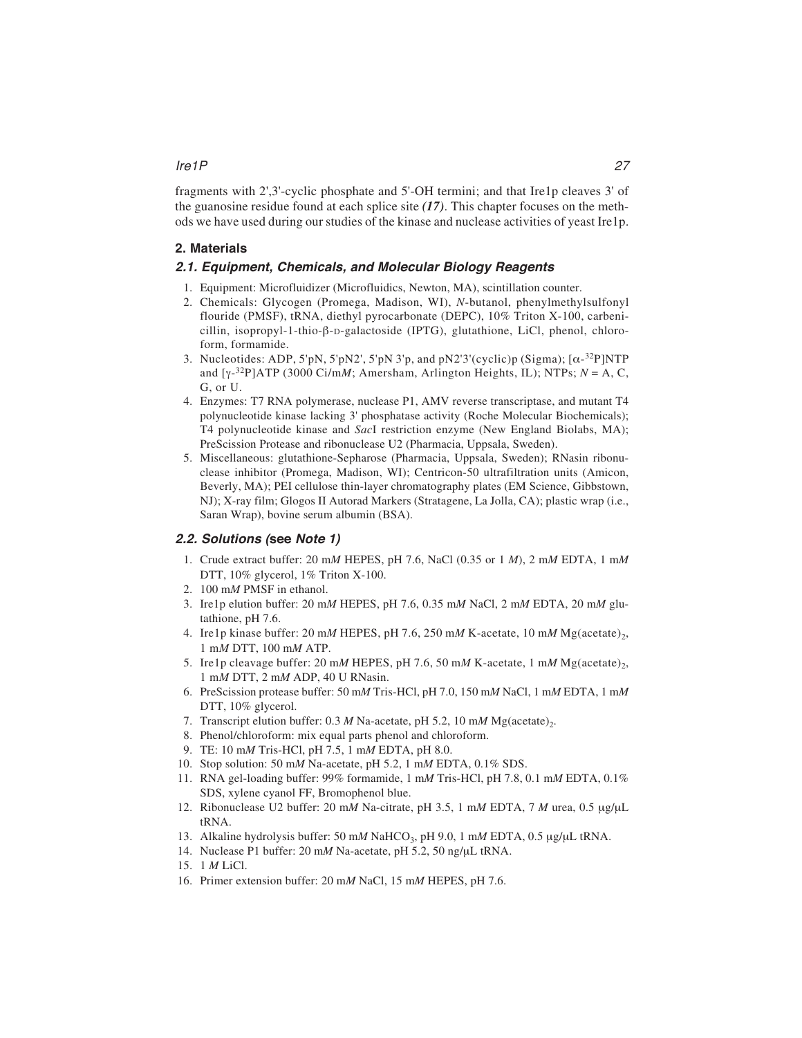fragments with 2',3'-cyclic phosphate and 5'-OH termini; and that Ire1p cleaves 3' of the guanosine residue found at each splice site ***(17)***. This chapter focuses on the methods we have used during our studies of the kinase and nuclease activities of yeast Ire1p.

## 2. Materials

### *2.1. Equipment, Chemicals, and Molecular Biology Reagents*

1. Equipment: Microfluidizer (Microfluidics, Newton, MA), scintillation counter.
2. Chemicals: Glycogen (Promega, Madison, WI), *N*-butanol, phenylmethylsulfonyl flouride (PMSF), tRNA, diethyl pyrocarbonate (DEPC), 10% Triton X-100, carbenicillin, isopropyl-1-thio-β-D-galactoside (IPTG), glutathione, LiCl, phenol, chloroform, formamide.
3. Nucleotides: ADP, 5'pN, 5'pN2', 5'pN 3'p, and pN2'3'(cyclic)p (Sigma); [α-$^{32}$P]NTP and [γ-$^{32}$P]ATP (3000 Ci/m*M*; Amersham, Arlington Heights, IL); NTPs; *N* = A, C, G, or U.
4. Enzymes: T7 RNA polymerase, nuclease P1, AMV reverse transcriptase, and mutant T4 polynucleotide kinase lacking 3' phosphatase activity (Roche Molecular Biochemicals); T4 polynucleotide kinase and *Sac*I restriction enzyme (New England Biolabs, MA); PreScission Protease and ribonuclease U2 (Pharmacia, Uppsala, Sweden).
5. Miscellaneous: glutathione-Sepharose (Pharmacia, Uppsala, Sweden); RNasin ribonuclease inhibitor (Promega, Madison, WI); Centricon-50 ultrafiltration units (Amicon, Beverly, MA); PEI cellulose thin-layer chromatography plates (EM Science, Gibbstown, NJ); X-ray film; Glogos II Autorad Markers (Stratagene, La Jolla, CA); plastic wrap (i.e., Saran Wrap), bovine serum albumin (BSA).

### *2.2. Solutions (*see *Note 1)*

1. Crude extract buffer: 20 m*M* HEPES, pH 7.6, NaCl (0.35 or 1 *M*), 2 m*M* EDTA, 1 m*M* DTT, 10% glycerol, 1% Triton X-100.
2. 100 m*M* PMSF in ethanol.
3. Ire1p elution buffer: 20 m*M* HEPES, pH 7.6, 0.35 m*M* NaCl, 2 m*M* EDTA, 20 m*M* glutathione, pH 7.6.
4. Ire1p kinase buffer: 20 m*M* HEPES, pH 7.6, 250 m*M* K-acetate, 10 m*M* Mg(acetate)$_2$, 1 m*M* DTT, 100 m*M* ATP.
5. Ire1p cleavage buffer: 20 m*M* HEPES, pH 7.6, 50 m*M* K-acetate, 1 m*M* Mg(acetate)$_2$, 1 m*M* DTT, 2 m*M* ADP, 40 U RNasin.
6. PreScission protease buffer: 50 m*M* Tris-HCl, pH 7.0, 150 m*M* NaCl, 1 m*M* EDTA, 1 m*M* DTT, 10% glycerol.
7. Transcript elution buffer: 0.3 *M* Na-acetate, pH 5.2, 10 m*M* Mg(acetate)$_2$.
8. Phenol/chloroform: mix equal parts phenol and chloroform.
9. TE: 10 m*M* Tris-HCl, pH 7.5, 1 m*M* EDTA, pH 8.0.
10. Stop solution: 50 m*M* Na-acetate, pH 5.2, 1 m*M* EDTA, 0.1% SDS.
11. RNA gel-loading buffer: 99% formamide, 1 m*M* Tris-HCl, pH 7.8, 0.1 m*M* EDTA, 0.1% SDS, xylene cyanol FF, Bromophenol blue.
12. Ribonuclease U2 buffer: 20 m*M* Na-citrate, pH 3.5, 1 m*M* EDTA, 7 *M* urea, 0.5 μg/μL tRNA.
13. Alkaline hydrolysis buffer: 50 m*M* $NaHCO_3$, pH 9.0, 1 m*M* EDTA, 0.5 μg/μL tRNA.
14. Nuclease P1 buffer: 20 m*M* Na-acetate, pH 5.2, 50 ng/μL tRNA.
15. 1 *M* LiCl.
16. Primer extension buffer: 20 m*M* NaCl, 15 m*M* HEPES, pH 7.6.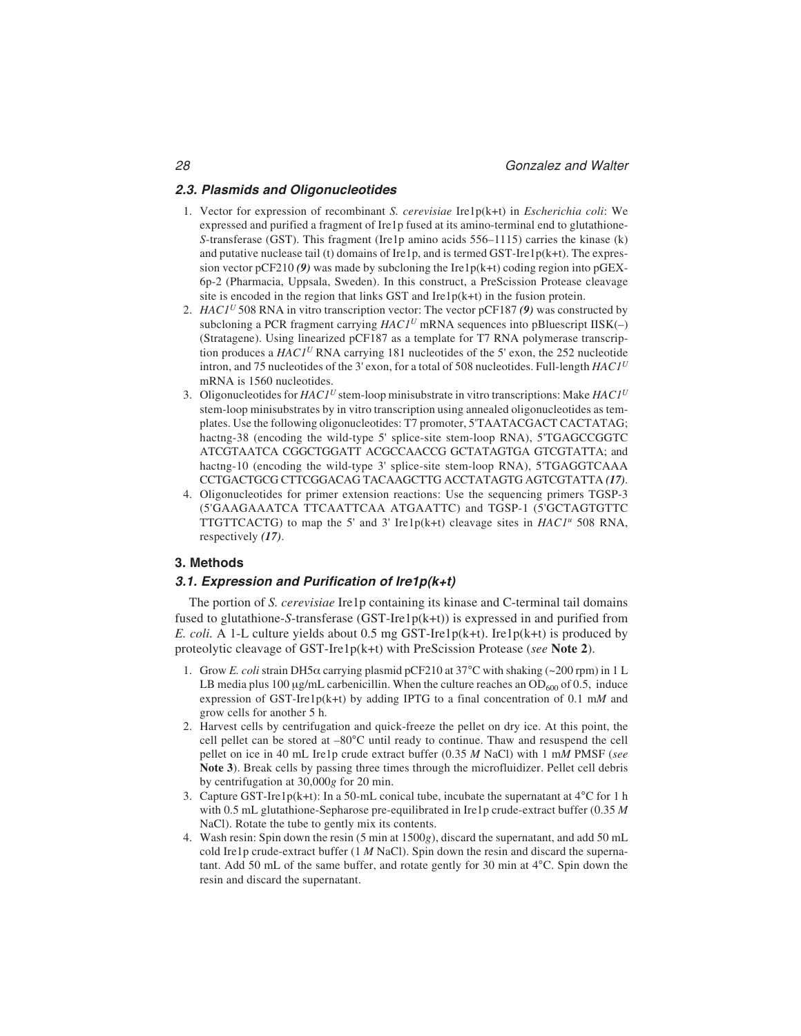### 2.3. Plasmids and Oligonucleotides

1. Vector for expression of recombinant *S. cerevisiae* Ire1p(k+t) in *Escherichia coli*: We expressed and purified a fragment of Ire1p fused at its amino-terminal end to glutathione-*S*-transferase (GST). This fragment (Ire1p amino acids 556–1115) carries the kinase (k) and putative nuclease tail (t) domains of Ire1p, and is termed GST-Ire1p(k+t). The expression vector pCF210 ***(9)*** was made by subcloning the Ire1p(k+t) coding region into pGEX-6p-2 (Pharmacia, Uppsala, Sweden). In this construct, a PreScission Protease cleavage site is encoded in the region that links GST and Ire1p(k+t) in the fusion protein.
2. *HAC1*$^U$ 508 RNA in vitro transcription vector: The vector pCF187 ***(9)*** was constructed by subcloning a PCR fragment carrying *HAC1*$^U$ mRNA sequences into pBluescript IISK(–) (Stratagene). Using linearized pCF187 as a template for T7 RNA polymerase transcription produces a *HAC1*$^U$ RNA carrying 181 nucleotides of the 5' exon, the 252 nucleotide intron, and 75 nucleotides of the 3' exon, for a total of 508 nucleotides. Full-length *HAC1*$^U$ mRNA is 1560 nucleotides.
3. Oligonucleotides for *HAC1*$^U$ stem-loop minisubstrate in vitro transcriptions: Make *HAC1*$^U$ stem-loop minisubstrates by in vitro transcription using annealed oligonucleotides as templates. Use the following oligonucleotides: T7 promoter, 5'TAATACGACT CACTATAG; hactng-38 (encoding the wild-type 5' splice-site stem-loop RNA), 5'TGAGCCGGTC ATCGTAATCA CGGCTGGATT ACGCCAACCG GCTATAGTGA GTCGTATTA; and hactng-10 (encoding the wild-type 3' splice-site stem-loop RNA), 5'TGAGGTCAAA CCTGACTGCG CTTCGGACAG TACAAGCTTG ACCTATAGTG AGTCGTATTA ***(17)***.
4. Oligonucleotides for primer extension reactions: Use the sequencing primers TGSP-3 (5'GAAGAAATCA TTCAATTCAA ATGAATTC) and TGSP-1 (5'GCTAGTGTTC TTGTTCACTG) to map the 5' and 3' Ire1p(k+t) cleavage sites in *HAC1*$^u$ 508 RNA, respectively ***(17)***.

## 3. Methods

### 3.1. Expression and Purification of Ire1p(k+t)

The portion of *S. cerevisiae* Ire1p containing its kinase and C-terminal tail domains fused to glutathione-*S*-transferase (GST-Ire1p(k+t)) is expressed in and purified from *E. coli.* A 1-L culture yields about 0.5 mg GST-Ire1p(k+t). Ire1p(k+t) is produced by proteolytic cleavage of GST-Ire1p(k+t) with PreScission Protease (*see* **Note 2**).

1. Grow *E. coli* strain DH5$\alpha$ carrying plasmid pCF210 at 37°C with shaking (~200 rpm) in 1 L LB media plus 100 µg/mL carbenicillin. When the culture reaches an $OD_{600}$ of 0.5, induce expression of GST-Ire1p(k+t) by adding IPTG to a final concentration of 0.1 m*M* and grow cells for another 5 h.
2. Harvest cells by centrifugation and quick-freeze the pellet on dry ice. At this point, the cell pellet can be stored at –80°C until ready to continue. Thaw and resuspend the cell pellet on ice in 40 mL Ire1p crude extract buffer (0.35 *M* NaCl) with 1 m*M* PMSF (*see* **Note 3**). Break cells by passing three times through the microfluidizer. Pellet cell debris by centrifugation at 30,000*g* for 20 min.
3. Capture GST-Ire1p(k+t): In a 50-mL conical tube, incubate the supernatant at 4°C for 1 h with 0.5 mL glutathione-Sepharose pre-equilibrated in Ire1p crude-extract buffer (0.35 *M* NaCl). Rotate the tube to gently mix its contents.
4. Wash resin: Spin down the resin (5 min at 1500*g*), discard the supernatant, and add 50 mL cold Ire1p crude-extract buffer (1 *M* NaCl). Spin down the resin and discard the supernatant. Add 50 mL of the same buffer, and rotate gently for 30 min at 4°C. Spin down the resin and discard the supernatant.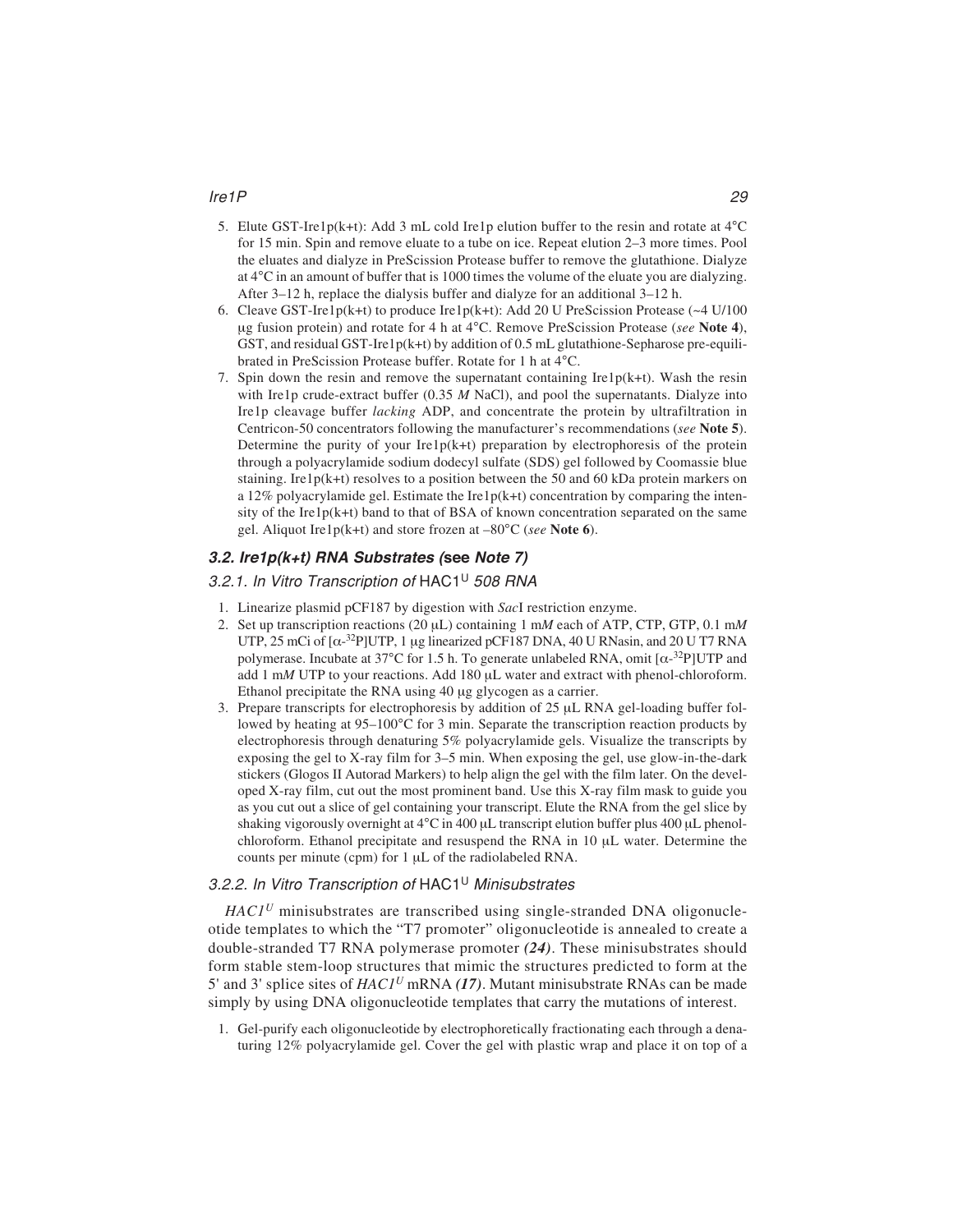5. Elute GST-Ire1p(k+t): Add 3 mL cold Ire1p elution buffer to the resin and rotate at 4°C for 15 min. Spin and remove eluate to a tube on ice. Repeat elution 2–3 more times. Pool the eluates and dialyze in PreScission Protease buffer to remove the glutathione. Dialyze at 4°C in an amount of buffer that is 1000 times the volume of the eluate you are dialyzing. After 3–12 h, replace the dialysis buffer and dialyze for an additional 3–12 h.
6. Cleave GST-Ire1p(k+t) to produce Ire1p(k+t): Add 20 U PreScission Protease (~4 U/100 μg fusion protein) and rotate for 4 h at 4°C. Remove PreScission Protease (*see* **Note 4**), GST, and residual GST-Ire1p(k+t) by addition of 0.5 mL glutathione-Sepharose pre-equilibrated in PreScission Protease buffer. Rotate for 1 h at 4°C.
7. Spin down the resin and remove the supernatant containing Ire1p(k+t). Wash the resin with Ire1p crude-extract buffer (0.35 *M* NaCl), and pool the supernatants. Dialyze into Ire1p cleavage buffer *lacking* ADP, and concentrate the protein by ultrafiltration in Centricon-50 concentrators following the manufacturer's recommendations (*see* **Note 5**). Determine the purity of your Ire1p(k+t) preparation by electrophoresis of the protein through a polyacrylamide sodium dodecyl sulfate (SDS) gel followed by Coomassie blue staining. Ire1p(k+t) resolves to a position between the 50 and 60 kDa protein markers on a 12% polyacrylamide gel. Estimate the Ire1p(k+t) concentration by comparing the intensity of the Ire1p(k+t) band to that of BSA of known concentration separated on the same gel. Aliquot Ire1p(k+t) and store frozen at –80°C (*see* **Note 6**).

### 3.2. Ire1p(k+t) RNA Substrates (see Note 7)

#### 3.2.1. In Vitro Transcription of HAC1$^{U}$ 508 RNA

1. Linearize plasmid pCF187 by digestion with *Sac*I restriction enzyme.
2. Set up transcription reactions (20 μL) containing 1 m*M* each of ATP, CTP, GTP, 0.1 m*M* UTP, 25 mCi of [α-$^{32}$P]UTP, 1 μg linearized pCF187 DNA, 40 U RNasin, and 20 U T7 RNA polymerase. Incubate at 37°C for 1.5 h. To generate unlabeled RNA, omit [α-$^{32}$P]UTP and add 1 m*M* UTP to your reactions. Add 180 μL water and extract with phenol-chloroform. Ethanol precipitate the RNA using 40 μg glycogen as a carrier.
3. Prepare transcripts for electrophoresis by addition of 25 μL RNA gel-loading buffer followed by heating at 95–100°C for 3 min. Separate the transcription reaction products by electrophoresis through denaturing 5% polyacrylamide gels. Visualize the transcripts by exposing the gel to X-ray film for 3–5 min. When exposing the gel, use glow-in-the-dark stickers (Glogos II Autorad Markers) to help align the gel with the film later. On the developed X-ray film, cut out the most prominent band. Use this X-ray film mask to guide you as you cut out a slice of gel containing your transcript. Elute the RNA from the gel slice by shaking vigorously overnight at 4°C in 400 μL transcript elution buffer plus 400 μL phenol-chloroform. Ethanol precipitate and resuspend the RNA in 10 μL water. Determine the counts per minute (cpm) for 1 μL of the radiolabeled RNA.

#### 3.2.2. In Vitro Transcription of HAC1$^{U}$ Minisubstrates

*HAC1$^{U}$* minisubstrates are transcribed using single-stranded DNA oligonucleotide templates to which the "T7 promoter" oligonucleotide is annealed to create a double-stranded T7 RNA polymerase promoter ***(24)***. These minisubstrates should form stable stem-loop structures that mimic the structures predicted to form at the 5' and 3' splice sites of *HAC1$^{U}$* mRNA ***(17)***. Mutant minisubstrate RNAs can be made simply by using DNA oligonucleotide templates that carry the mutations of interest.

1. Gel-purify each oligonucleotide by electrophoretically fractionating each through a denaturing 12% polyacrylamide gel. Cover the gel with plastic wrap and place it on top of a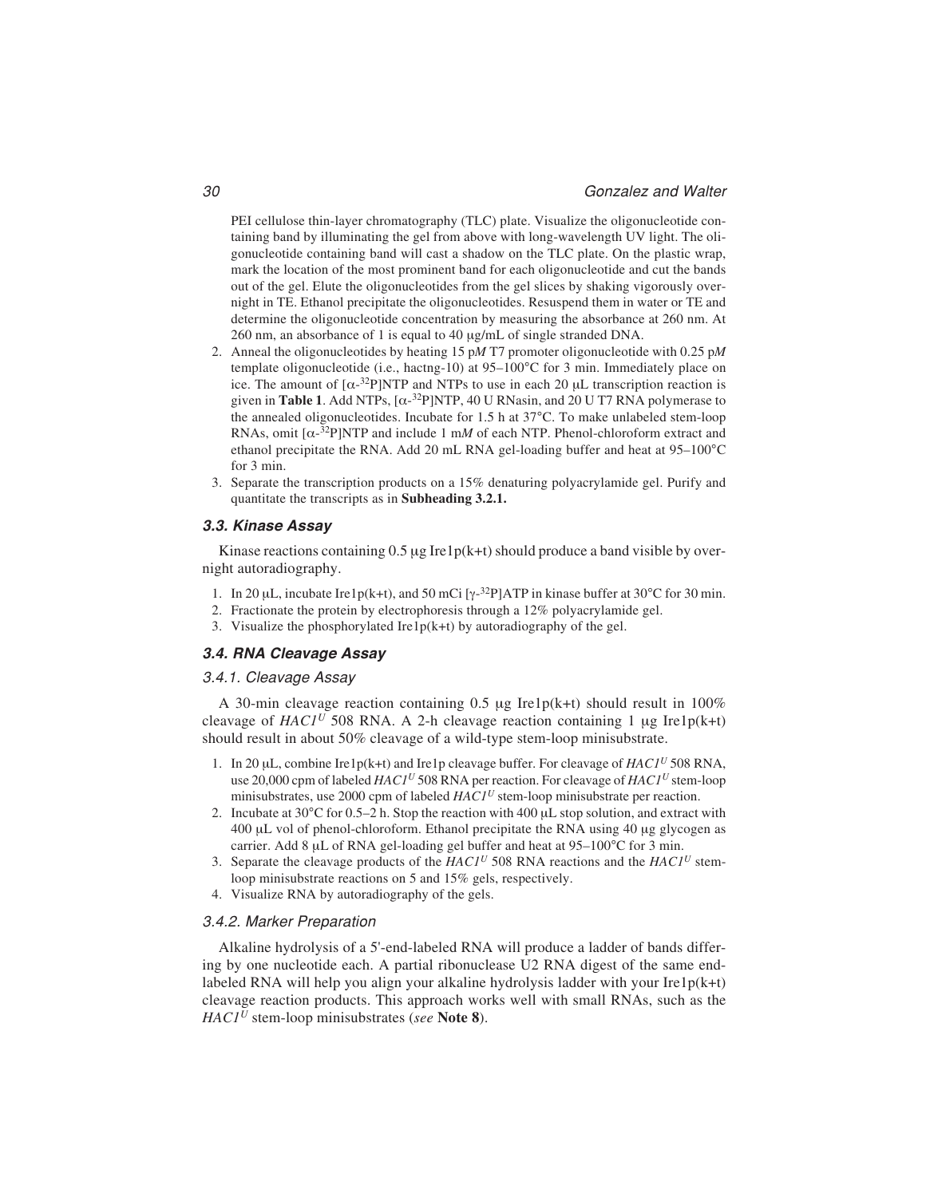PEI cellulose thin-layer chromatography (TLC) plate. Visualize the oligonucleotide containing band by illuminating the gel from above with long-wavelength UV light. The oligonucleotide containing band will cast a shadow on the TLC plate. On the plastic wrap, mark the location of the most prominent band for each oligonucleotide and cut the bands out of the gel. Elute the oligonucleotides from the gel slices by shaking vigorously overnight in TE. Ethanol precipitate the oligonucleotides. Resuspend them in water or TE and determine the oligonucleotide concentration by measuring the absorbance at 260 nm. At 260 nm, an absorbance of 1 is equal to 40 μg/mL of single stranded DNA.

2. Anneal the oligonucleotides by heating 15 p*M* T7 promoter oligonucleotide with 0.25 p*M* template oligonucleotide (i.e., hactng-10) at 95–100°C for 3 min. Immediately place on ice. The amount of [$\alpha$-$^{32}$P]NTP and NTPs to use in each 20 μL transcription reaction is given in **Table 1**. Add NTPs, [$\alpha$-$^{32}$P]NTP, 40 U RNasin, and 20 U T7 RNA polymerase to the annealed oligonucleotides. Incubate for 1.5 h at 37°C. To make unlabeled stem-loop RNAs, omit [$\alpha$-$^{32}$P]NTP and include 1 m*M* of each NTP. Phenol-chloroform extract and ethanol precipitate the RNA. Add 20 mL RNA gel-loading buffer and heat at 95–100°C for 3 min.
3. Separate the transcription products on a 15% denaturing polyacrylamide gel. Purify and quantitate the transcripts as in **Subheading 3.2.1.**

### 3.3. Kinase Assay

Kinase reactions containing 0.5 μg Ire1p(k+t) should produce a band visible by overnight autoradiography.

1. In 20 μL, incubate Ire1p(k+t), and 50 mCi [$\gamma$-$^{32}$P]ATP in kinase buffer at 30°C for 30 min.
2. Fractionate the protein by electrophoresis through a 12% polyacrylamide gel.
3. Visualize the phosphorylated Ire1p(k+t) by autoradiography of the gel.

### 3.4. RNA Cleavage Assay

#### 3.4.1. Cleavage Assay

A 30-min cleavage reaction containing 0.5 μg Ire1p(k+t) should result in 100% cleavage of *HAC1$^U$* 508 RNA. A 2-h cleavage reaction containing 1 μg Ire1p(k+t) should result in about 50% cleavage of a wild-type stem-loop minisubstrate.

1. In 20 μL, combine Ire1p(k+t) and Ire1p cleavage buffer. For cleavage of *HAC1$^U$* 508 RNA, use 20,000 cpm of labeled *HAC1$^U$* 508 RNA per reaction. For cleavage of *HAC1$^U$* stem-loop minisubstrates, use 2000 cpm of labeled *HAC1$^U$* stem-loop minisubstrate per reaction.
2. Incubate at 30°C for 0.5–2 h. Stop the reaction with 400 μL stop solution, and extract with 400 μL vol of phenol-chloroform. Ethanol precipitate the RNA using 40 μg glycogen as carrier. Add 8 μL of RNA gel-loading gel buffer and heat at 95–100°C for 3 min.
3. Separate the cleavage products of the *HAC1$^U$* 508 RNA reactions and the *HAC1$^U$* stem-loop minisubstrate reactions on 5 and 15% gels, respectively.
4. Visualize RNA by autoradiography of the gels.

#### 3.4.2. Marker Preparation

Alkaline hydrolysis of a 5'-end-labeled RNA will produce a ladder of bands differing by one nucleotide each. A partial ribonuclease U2 RNA digest of the same end-labeled RNA will help you align your alkaline hydrolysis ladder with your Ire1p(k+t) cleavage reaction products. This approach works well with small RNAs, such as the *HAC1$^U$* stem-loop minisubstrates (*see* **Note 8**).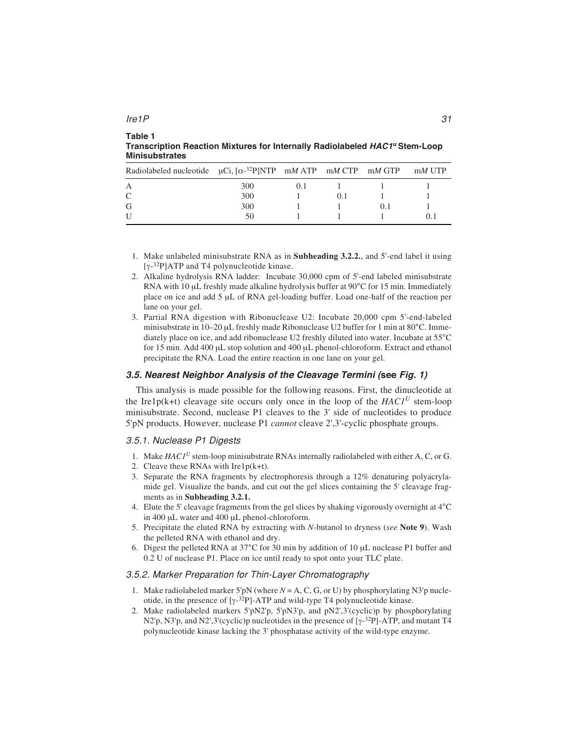**Table 1**
**Transcription Reaction Mixtures for Internally Radiolabeled *HAC1*$^{u}$ Stem-Loop Minisubstrates**

| Radiolabeled nucleotide | μCi, [α-$^{32}$P]NTP | m*M* ATP | m*M* CTP | m*M* GTP | m*M* UTP |
|---|---|---|---|---|---|
| A | 300 | 0.1 | 1 | 1 | 1 |
| C | 300 | 1 | 0.1 | 1 | 1 |
| G | 300 | 1 | 1 | 0.1 | 1 |
| U | 50 | 1 | 1 | 1 | 0.1 |

1. Make unlabeled minisubstrate RNA as in **Subheading 3.2.2.**, and 5'-end label it using [γ-$^{32}$P]ATP and T4 polynucleotide kinase.
2. Alkaline hydrolysis RNA ladder: Incubate 30,000 cpm of 5'-end labeled minisubstrate RNA with 10 μL freshly made alkaline hydrolysis buffer at 90°C for 15 min. Immediately place on ice and add 5 μL of RNA gel-loading buffer. Load one-half of the reaction per lane on your gel.
3. Partial RNA digestion with Ribonuclease U2: Incubate 20,000 cpm 5'-end-labeled minisubstrate in 10–20 μL freshly made Ribonuclease U2 buffer for 1 min at 80°C. Immediately place on ice, and add ribonuclease U2 freshly diluted into water. Incubate at 55°C for 15 min. Add 400 μL stop solution and 400 μL phenol-chloroform. Extract and ethanol precipitate the RNA. Load the entire reaction in one lane on your gel.

### *3.5. Nearest Neighbor Analysis of the Cleavage Termini (see Fig. 1)*

This analysis is made possible for the following reasons. First, the dinucleotide at the Ire1p(k+t) cleavage site occurs only once in the loop of the *HAC1*$^{U}$ stem-loop minisubstrate. Second, nuclease P1 cleaves to the 3' side of nucleotides to produce 5'pN products. However, nuclease P1 *cannot* cleave 2',3'-cyclic phosphate groups.

#### *3.5.1. Nuclease P1 Digests*

1. Make *HAC1*$^{U}$ stem-loop minisubstrate RNAs internally radiolabeled with either A, C, or G.
2. Cleave these RNAs with Ire1p(k+t).
3. Separate the RNA fragments by electrophoresis through a 12% denaturing polyacrylamide gel. Visualize the bands, and cut out the gel slices containing the 5' cleavage fragments as in **Subheading 3.2.1.**
4. Elute the 5' cleavage fragments from the gel slices by shaking vigorously overnight at 4°C in 400 μL water and 400 μL phenol-chloroform.
5. Precipitate the eluted RNA by extracting with *N*-butanol to dryness (*see* **Note 9**). Wash the pelleted RNA with ethanol and dry.
6. Digest the pelleted RNA at 37°C for 30 min by addition of 10 μL nuclease P1 buffer and 0.2 U of nuclease P1. Place on ice until ready to spot onto your TLC plate.

#### *3.5.2. Marker Preparation for Thin-Layer Chromatography*

1. Make radiolabeled marker 5'pN (where *N* = A, C, G, or U) by phosphorylating N3'p nucleotide, in the presence of [γ-$^{32}$P]-ATP and wild-type T4 polynucleotide kinase.
2. Make radiolabeled markers 5'pN2'p, 5'pN3'p, and pN2',3'(cyclic)p by phosphorylating N2'p, N3'p, and N2',3'(cyclic)p nucleotides in the presence of [γ-$^{32}$P]-ATP, and mutant T4 polynucleotide kinase lacking the 3' phosphatase activity of the wild-type enzyme.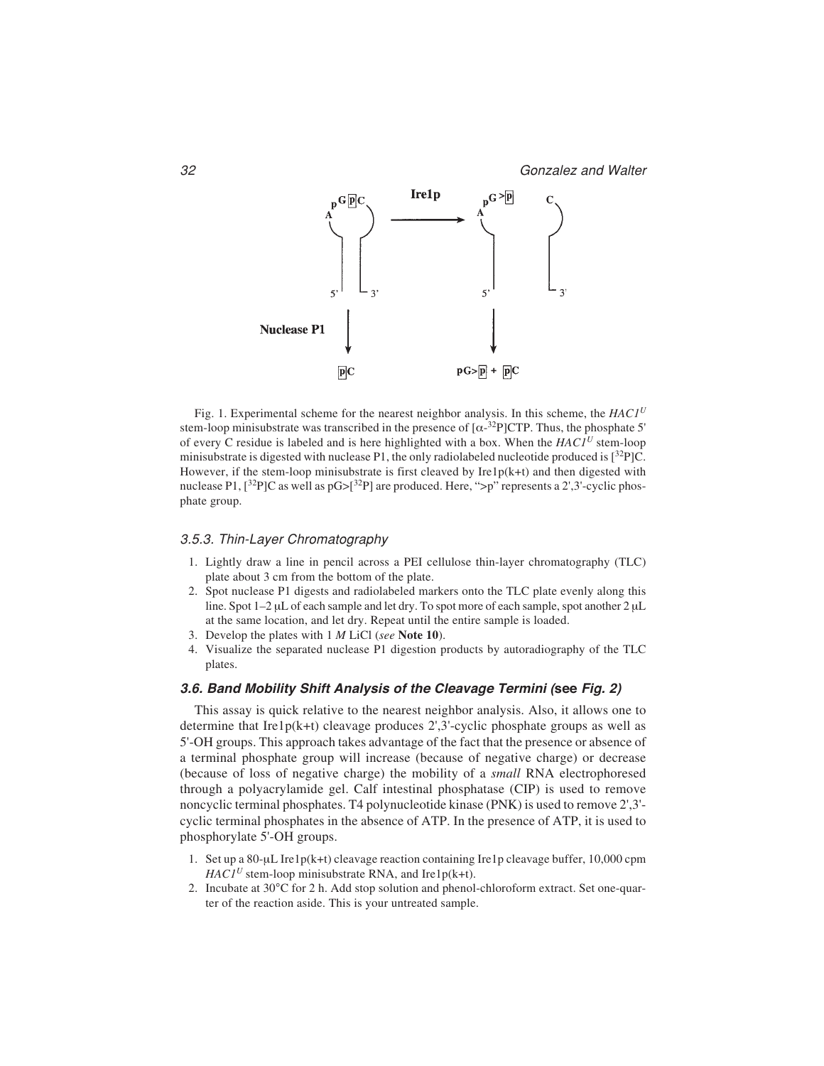Fig. 1. Experimental scheme for the nearest neighbor analysis. In this scheme, the $HAC1^U$ stem-loop minisubstrate was transcribed in the presence of [$\alpha$-$^{32}$P]CTP. Thus, the phosphate 5' of every C residue is labeled and is here highlighted with a box. When the $HAC1^U$ stem-loop minisubstrate is digested with nuclease P1, the only radiolabeled nucleotide produced is [$^{32}$P]C. However, if the stem-loop minisubstrate is first cleaved by Ire1p(k+t) and then digested with nuclease P1, [$^{32}$P]C as well as pG>[$^{32}$P] are produced. Here, ">p" represents a 2',3'-cyclic phosphate group.

#### *3.5.3. Thin-Layer Chromatography*

1. Lightly draw a line in pencil across a PEI cellulose thin-layer chromatography (TLC) plate about 3 cm from the bottom of the plate.
2. Spot nuclease P1 digests and radiolabeled markers onto the TLC plate evenly along this line. Spot 1–2 μL of each sample and let dry. To spot more of each sample, spot another 2 μL at the same location, and let dry. Repeat until the entire sample is loaded.
3. Develop the plates with 1 *M* LiCl (*see* **Note 10**).
4. Visualize the separated nuclease P1 digestion products by autoradiography of the TLC plates.

### *3.6. Band Mobility Shift Analysis of the Cleavage Termini (see Fig. 2)*

This assay is quick relative to the nearest neighbor analysis. Also, it allows one to determine that Ire1p(k+t) cleavage produces 2',3'-cyclic phosphate groups as well as 5'-OH groups. This approach takes advantage of the fact that the presence or absence of a terminal phosphate group will increase (because of negative charge) or decrease (because of loss of negative charge) the mobility of a *small* RNA electrophoresed through a polyacrylamide gel. Calf intestinal phosphatase (CIP) is used to remove noncyclic terminal phosphates. T4 polynucleotide kinase (PNK) is used to remove 2',3'-cyclic terminal phosphates in the absence of ATP. In the presence of ATP, it is used to phosphorylate 5'-OH groups.

1. Set up a 80-μL Ire1p(k+t) cleavage reaction containing Ire1p cleavage buffer, 10,000 cpm $HAC1^U$ stem-loop minisubstrate RNA, and Ire1p(k+t).
2. Incubate at 30°C for 2 h. Add stop solution and phenol-chloroform extract. Set one-quarter of the reaction aside. This is your untreated sample.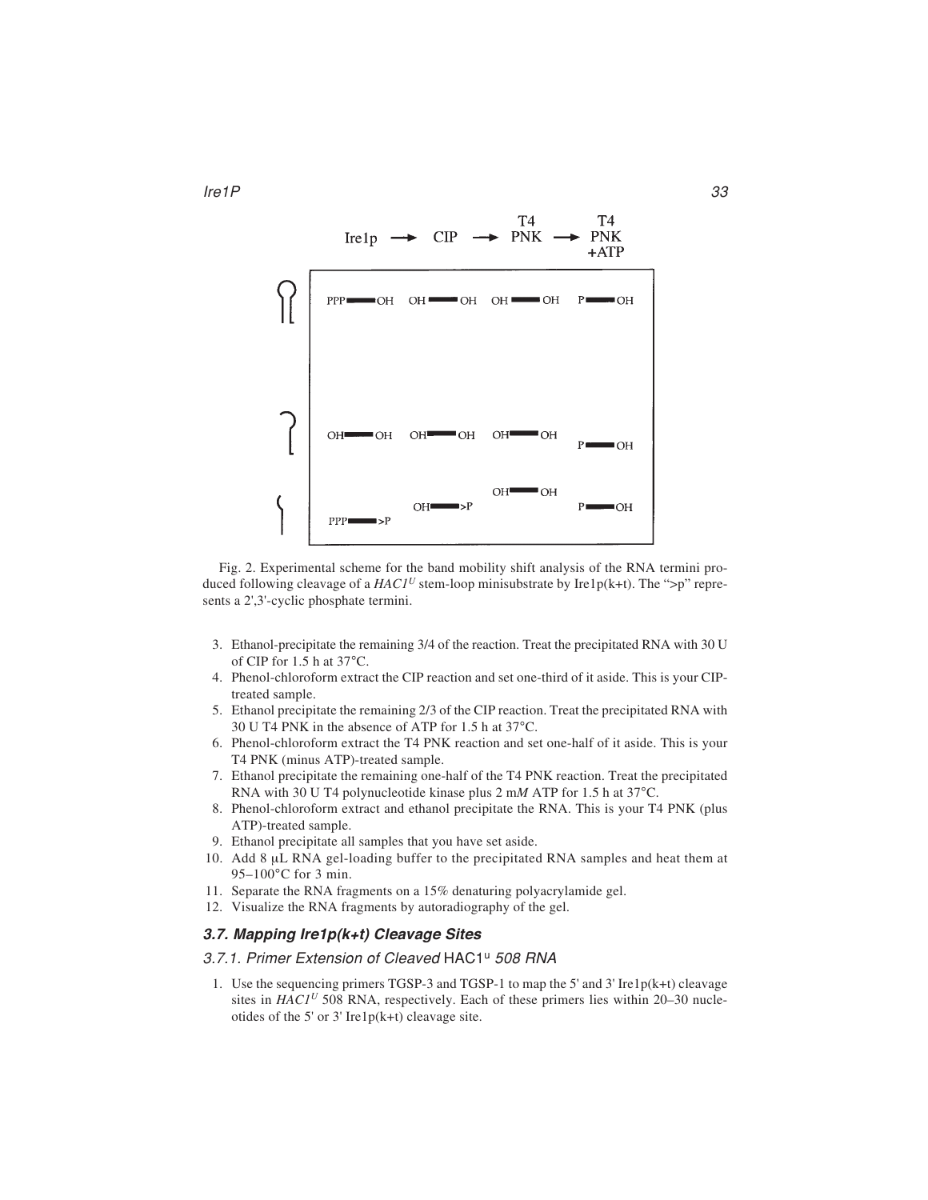Fig. 2. Experimental scheme for the band mobility shift analysis of the RNA termini produced following cleavage of a *HAC1$^U$* stem-loop minisubstrate by Ire1p(k+t). The ">p" represents a 2',3'-cyclic phosphate termini.

3. Ethanol-precipitate the remaining 3/4 of the reaction. Treat the precipitated RNA with 30 U of CIP for 1.5 h at 37°C.
4. Phenol-chloroform extract the CIP reaction and set one-third of it aside. This is your CIP-treated sample.
5. Ethanol precipitate the remaining 2/3 of the CIP reaction. Treat the precipitated RNA with 30 U T4 PNK in the absence of ATP for 1.5 h at 37°C.
6. Phenol-chloroform extract the T4 PNK reaction and set one-half of it aside. This is your T4 PNK (minus ATP)-treated sample.
7. Ethanol precipitate the remaining one-half of the T4 PNK reaction. Treat the precipitated RNA with 30 U T4 polynucleotide kinase plus 2 m*M* ATP for 1.5 h at 37°C.
8. Phenol-chloroform extract and ethanol precipitate the RNA. This is your T4 PNK (plus ATP)-treated sample.
9. Ethanol precipitate all samples that you have set aside.
10. Add 8 μL RNA gel-loading buffer to the precipitated RNA samples and heat them at 95–100°C for 3 min.
11. Separate the RNA fragments on a 15% denaturing polyacrylamide gel.
12. Visualize the RNA fragments by autoradiography of the gel.

### 3.7. Mapping Ire1p(k+t) Cleavage Sites

#### 3.7.1. Primer Extension of Cleaved HAC1$^u$ 508 RNA

1. Use the sequencing primers TGSP-3 and TGSP-1 to map the 5' and 3' Ire1p(k+t) cleavage sites in *HAC1$^U$* 508 RNA, respectively. Each of these primers lies within 20–30 nucleotides of the 5' or 3' Ire1p(k+t) cleavage site.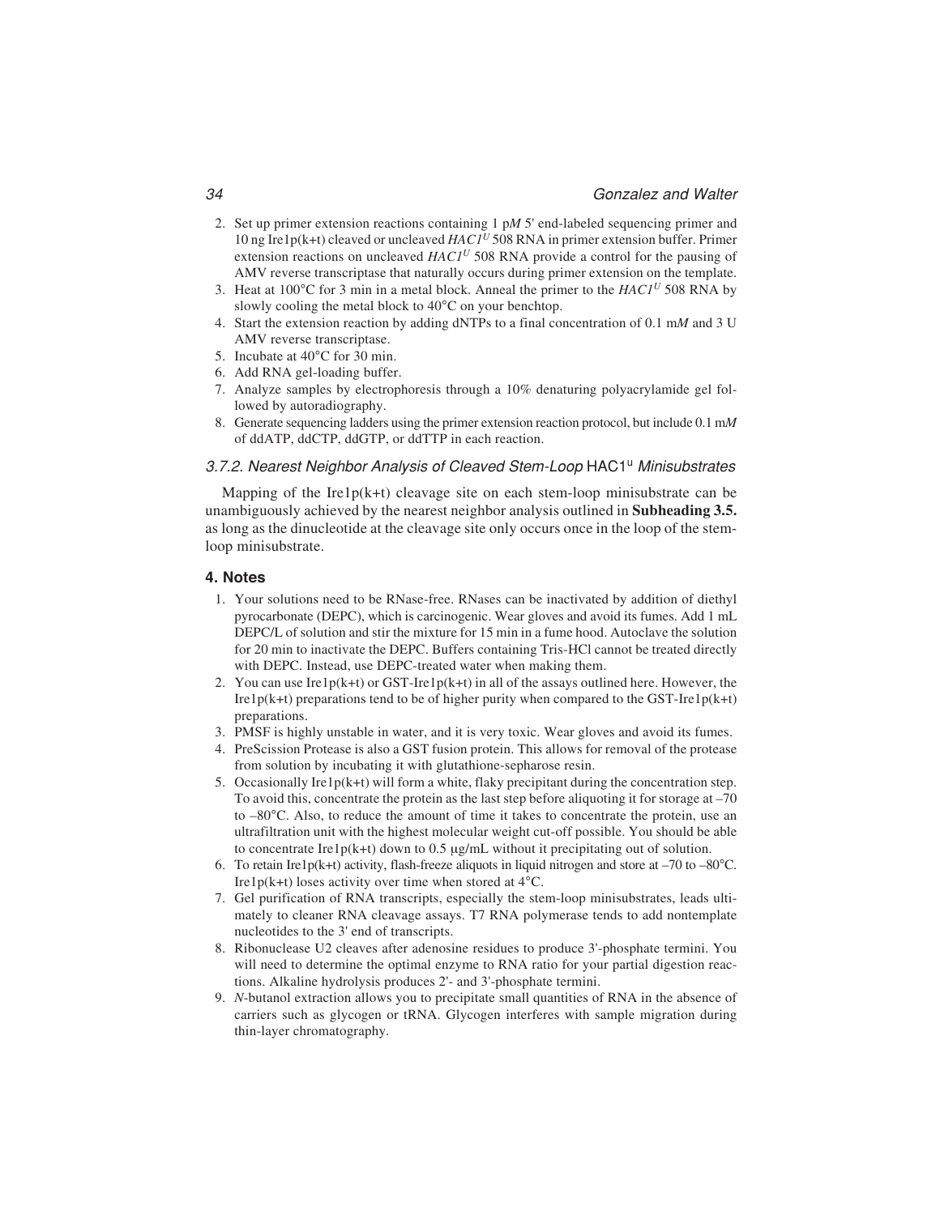2. Set up primer extension reactions containing 1 p*M* 5' end-labeled sequencing primer and 10 ng Ire1p(k+t) cleaved or uncleaved *HAC1*$^{U}$ 508 RNA in primer extension buffer. Primer extension reactions on uncleaved *HAC1*$^{U}$ 508 RNA provide a control for the pausing of AMV reverse transcriptase that naturally occurs during primer extension on the template.
3. Heat at 100°C for 3 min in a metal block. Anneal the primer to the *HAC1*$^{U}$ 508 RNA by slowly cooling the metal block to 40°C on your benchtop.
4. Start the extension reaction by adding dNTPs to a final concentration of 0.1 m*M* and 3 U AMV reverse transcriptase.
5. Incubate at 40°C for 30 min.
6. Add RNA gel-loading buffer.
7. Analyze samples by electrophoresis through a 10% denaturing polyacrylamide gel followed by autoradiography.
8. Generate sequencing ladders using the primer extension reaction protocol, but include 0.1 m*M* of ddATP, ddCTP, ddGTP, or ddTTP in each reaction.

#### *3.7.2. Nearest Neighbor Analysis of Cleaved Stem-Loop* HAC1$^{u}$ *Minisubstrates*

Mapping of the Ire1p(k+t) cleavage site on each stem-loop minisubstrate can be unambiguously achieved by the nearest neighbor analysis outlined in **Subheading 3.5.** as long as the dinucleotide at the cleavage site only occurs once in the loop of the stem-loop minisubstrate.

## 4. Notes

1. Your solutions need to be RNase-free. RNases can be inactivated by addition of diethyl pyrocarbonate (DEPC), which is carcinogenic. Wear gloves and avoid its fumes. Add 1 mL DEPC/L of solution and stir the mixture for 15 min in a fume hood. Autoclave the solution for 20 min to inactivate the DEPC. Buffers containing Tris-HCl cannot be treated directly with DEPC. Instead, use DEPC-treated water when making them.
2. You can use Ire1p(k+t) or GST-Ire1p(k+t) in all of the assays outlined here. However, the Ire1p(k+t) preparations tend to be of higher purity when compared to the GST-Ire1p(k+t) preparations.
3. PMSF is highly unstable in water, and it is very toxic. Wear gloves and avoid its fumes.
4. PreScission Protease is also a GST fusion protein. This allows for removal of the protease from solution by incubating it with glutathione-sepharose resin.
5. Occasionally Ire1p(k+t) will form a white, flaky precipitant during the concentration step. To avoid this, concentrate the protein as the last step before aliquoting it for storage at –70 to –80°C. Also, to reduce the amount of time it takes to concentrate the protein, use an ultrafiltration unit with the highest molecular weight cut-off possible. You should be able to concentrate Ire1p(k+t) down to 0.5 μg/mL without it precipitating out of solution.
6. To retain Ire1p(k+t) activity, flash-freeze aliquots in liquid nitrogen and store at –70 to –80°C. Ire1p(k+t) loses activity over time when stored at 4°C.
7. Gel purification of RNA transcripts, especially the stem-loop minisubstrates, leads ultimately to cleaner RNA cleavage assays. T7 RNA polymerase tends to add nontemplate nucleotides to the 3' end of transcripts.
8. Ribonuclease U2 cleaves after adenosine residues to produce 3'-phosphate termini. You will need to determine the optimal enzyme to RNA ratio for your partial digestion reactions. Alkaline hydrolysis produces 2'- and 3'-phosphate termini.
9. *N*-butanol extraction allows you to precipitate small quantities of RNA in the absence of carriers such as glycogen or tRNA. Glycogen interferes with sample migration during thin-layer chromatography.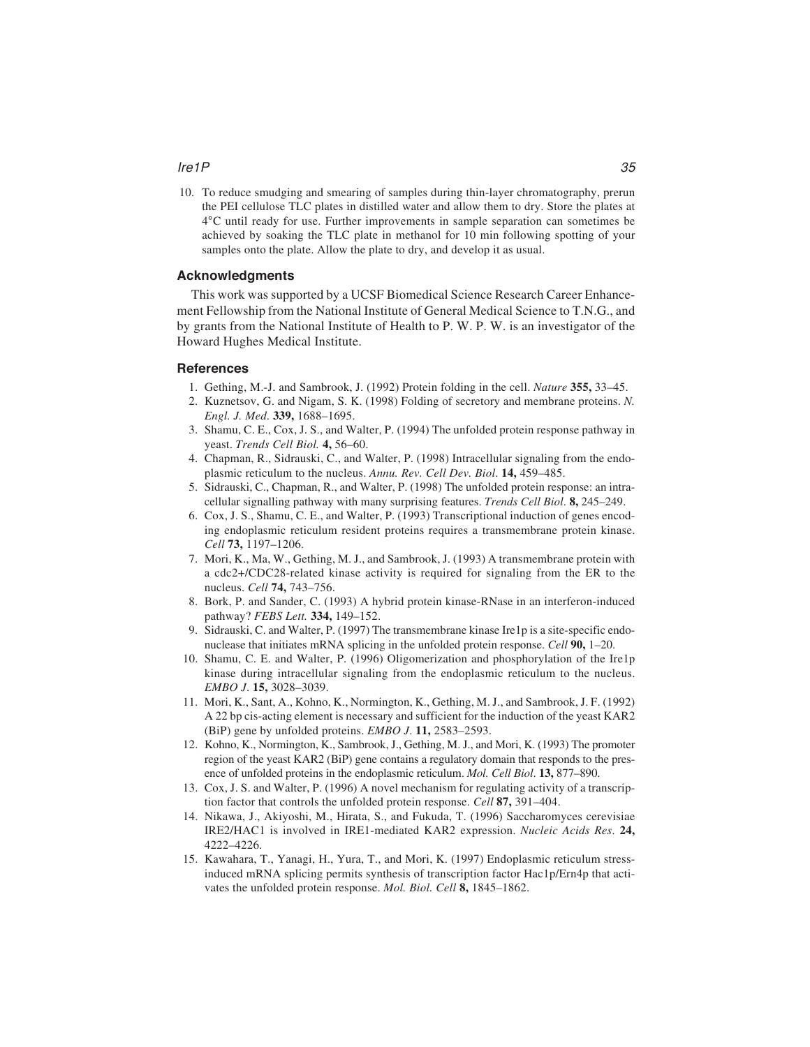10. To reduce smudging and smearing of samples during thin-layer chromatography, prerun the PEI cellulose TLC plates in distilled water and allow them to dry. Store the plates at 4°C until ready for use. Further improvements in sample separation can sometimes be achieved by soaking the TLC plate in methanol for 10 min following spotting of your samples onto the plate. Allow the plate to dry, and develop it as usual.

## Acknowledgments

This work was supported by a UCSF Biomedical Science Research Career Enhancement Fellowship from the National Institute of General Medical Science to T.N.G., and by grants from the National Institute of Health to P. W. P. W. is an investigator of the Howard Hughes Medical Institute.

## References

1. Gething, M.-J. and Sambrook, J. (1992) Protein folding in the cell. *Nature* **355,** 33–45.
2. Kuznetsov, G. and Nigam, S. K. (1998) Folding of secretory and membrane proteins. *N. Engl. J. Med.* **339,** 1688–1695.
3. Shamu, C. E., Cox, J. S., and Walter, P. (1994) The unfolded protein response pathway in yeast. *Trends Cell Biol.* **4,** 56–60.
4. Chapman, R., Sidrauski, C., and Walter, P. (1998) Intracellular signaling from the endoplasmic reticulum to the nucleus. *Annu. Rev. Cell Dev. Biol*. **14,** 459–485.
5. Sidrauski, C., Chapman, R., and Walter, P. (1998) The unfolded protein response: an intracellular signalling pathway with many surprising features. *Trends Cell Biol*. **8,** 245–249.
6. Cox, J. S., Shamu, C. E., and Walter, P. (1993) Transcriptional induction of genes encoding endoplasmic reticulum resident proteins requires a transmembrane protein kinase. *Cell* **73,** 1197–1206.
7. Mori, K., Ma, W., Gething, M. J., and Sambrook, J. (1993) A transmembrane protein with a cdc2+/CDC28-related kinase activity is required for signaling from the ER to the nucleus. *Cell* **74,** 743–756.
8. Bork, P. and Sander, C. (1993) A hybrid protein kinase-RNase in an interferon-induced pathway? *FEBS Lett.* **334,** 149–152.
9. Sidrauski, C. and Walter, P. (1997) The transmembrane kinase Ire1p is a site-specific endonuclease that initiates mRNA splicing in the unfolded protein response. *Cell* **90,** 1–20.
10. Shamu, C. E. and Walter, P. (1996) Oligomerization and phosphorylation of the Ire1p kinase during intracellular signaling from the endoplasmic reticulum to the nucleus. *EMBO J*. **15,** 3028–3039.
11. Mori, K., Sant, A., Kohno, K., Normington, K., Gething, M. J., and Sambrook, J. F. (1992) A 22 bp cis-acting element is necessary and sufficient for the induction of the yeast KAR2 (BiP) gene by unfolded proteins. *EMBO J*. **11,** 2583–2593.
12. Kohno, K., Normington, K., Sambrook, J., Gething, M. J., and Mori, K. (1993) The promoter region of the yeast KAR2 (BiP) gene contains a regulatory domain that responds to the presence of unfolded proteins in the endoplasmic reticulum. *Mol. Cell Biol*. **13,** 877–890.
13. Cox, J. S. and Walter, P. (1996) A novel mechanism for regulating activity of a transcription factor that controls the unfolded protein response. *Cell* **87,** 391–404.
14. Nikawa, J., Akiyoshi, M., Hirata, S., and Fukuda, T. (1996) Saccharomyces cerevisiae IRE2/HAC1 is involved in IRE1-mediated KAR2 expression. *Nucleic Acids Res*. **24,** 4222–4226.
15. Kawahara, T., Yanagi, H., Yura, T., and Mori, K. (1997) Endoplasmic reticulum stress-induced mRNA splicing permits synthesis of transcription factor Hac1p/Ern4p that activates the unfolded protein response. *Mol. Biol. Cell* **8,** 1845–1862.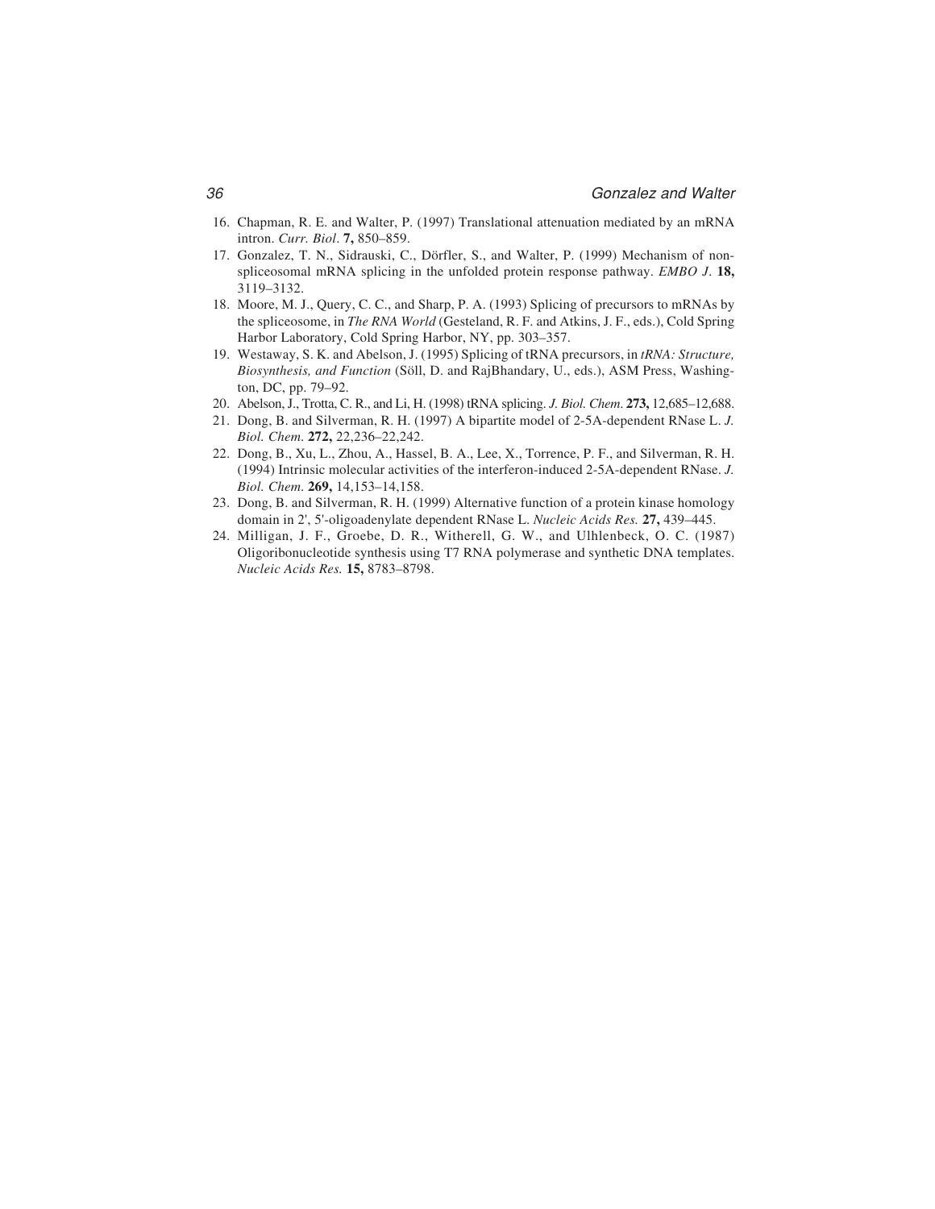16. Chapman, R. E. and Walter, P. (1997) Translational attenuation mediated by an mRNA intron. *Curr. Biol*. **7,** 850–859.
17. Gonzalez, T. N., Sidrauski, C., Dörfler, S., and Walter, P. (1999) Mechanism of non-spliceosomal mRNA splicing in the unfolded protein response pathway. *EMBO J*. **18,** 3119–3132.
18. Moore, M. J., Query, C. C., and Sharp, P. A. (1993) Splicing of precursors to mRNAs by the spliceosome, in *The RNA World* (Gesteland, R. F. and Atkins, J. F., eds.), Cold Spring Harbor Laboratory, Cold Spring Harbor, NY, pp. 303–357.
19. Westaway, S. K. and Abelson, J. (1995) Splicing of tRNA precursors, in *tRNA: Structure, Biosynthesis, and Function* (Söll, D. and RajBhandary, U., eds.), ASM Press, Washington, DC, pp. 79–92.
20. Abelson, J., Trotta, C. R., and Li, H. (1998) tRNA splicing. *J. Biol. Chem.* **273,** 12,685–12,688.
21. Dong, B. and Silverman, R. H. (1997) A bipartite model of 2-5A-dependent RNase L. *J. Biol. Chem.* **272,** 22,236–22,242.
22. Dong, B., Xu, L., Zhou, A., Hassel, B. A., Lee, X., Torrence, P. F., and Silverman, R. H. (1994) Intrinsic molecular activities of the interferon-induced 2-5A-dependent RNase. *J. Biol. Chem.* **269,** 14,153–14,158.
23. Dong, B. and Silverman, R. H. (1999) Alternative function of a protein kinase homology domain in 2', 5'-oligoadenylate dependent RNase L. *Nucleic Acids Res.* **27,** 439–445.
24. Milligan, J. F., Groebe, D. R., Witherell, G. W., and Ulhlenbeck, O. C. (1987) Oligoribonucleotide synthesis using T7 RNA polymerase and synthetic DNA templates. *Nucleic Acids Res.* **15,** 8783–8798.